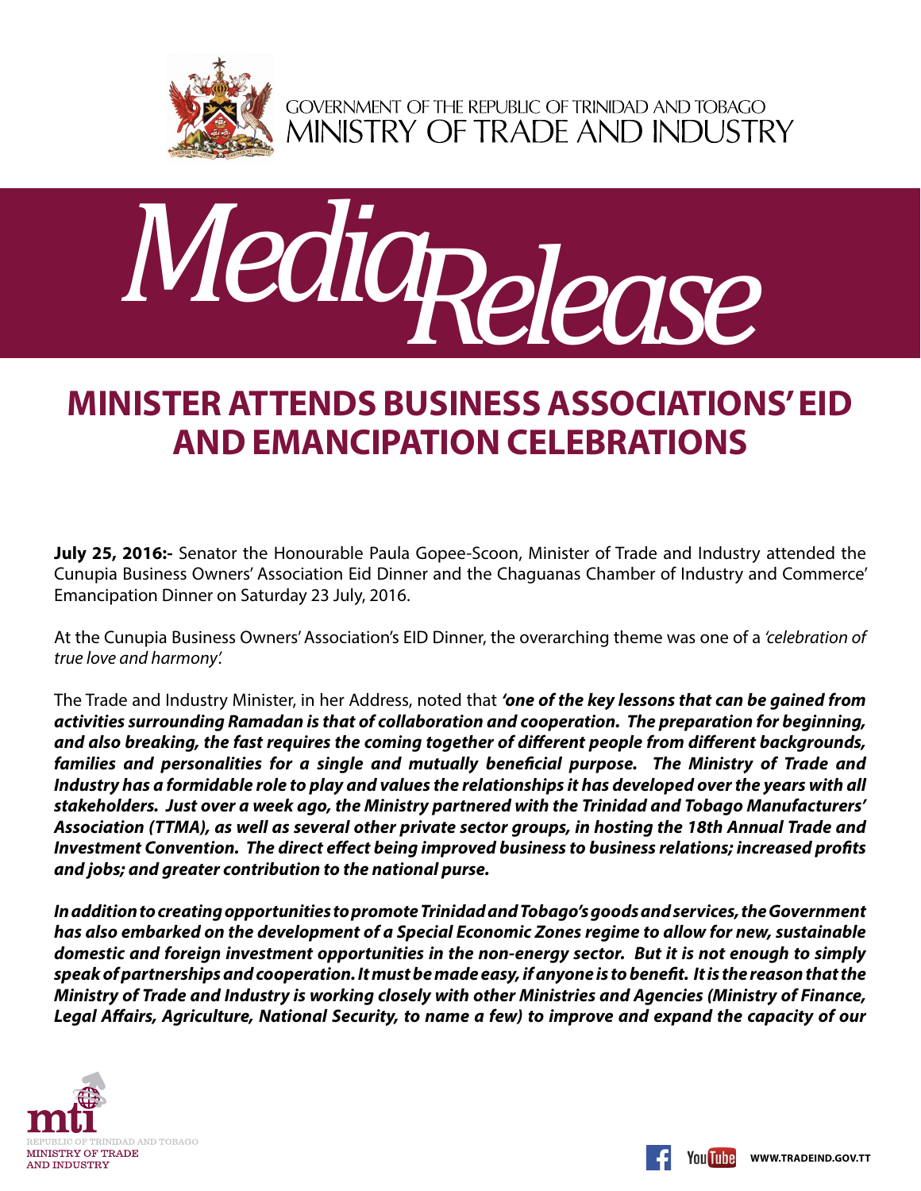GOVERNMENT OF THE REPUBLIC OF TRINIDAD AND TOBAGO
MINISTRY OF TRADE AND INDUSTRY

# Media Release

## MINISTER ATTENDS BUSINESS ASSOCIATIONS' EID AND EMANCIPATION CELEBRATIONS

**July 25, 2016:-** Senator the Honourable Paula Gopee-Scoon, Minister of Trade and Industry attended the Cunupia Business Owners' Association Eid Dinner and the Chaguanas Chamber of Industry and Commerce' Emancipation Dinner on Saturday 23 July, 2016.

At the Cunupia Business Owners' Association's EID Dinner, the overarching theme was one of a *'celebration of true love and harmony'.*

The Trade and Industry Minister, in her Address, noted that ***'one of the key lessons that can be gained from activities surrounding Ramadan is that of collaboration and cooperation. The preparation for beginning, and also breaking, the fast requires the coming together of different people from different backgrounds, families and personalities for a single and mutually beneficial purpose. The Ministry of Trade and Industry has a formidable role to play and values the relationships it has developed over the years with all stakeholders. Just over a week ago, the Ministry partnered with the Trinidad and Tobago Manufacturers' Association (TTMA), as well as several other private sector groups, in hosting the 18th Annual Trade and Investment Convention. The direct effect being improved business to business relations; increased profits and jobs; and greater contribution to the national purse.***

***In addition to creating opportunities to promote Trinidad and Tobago's goods and services, the Government has also embarked on the development of a Special Economic Zones regime to allow for new, sustainable domestic and foreign investment opportunities in the non-energy sector. But it is not enough to simply speak of partnerships and cooperation. It must be made easy, if anyone is to benefit. It is the reason that the Ministry of Trade and Industry is working closely with other Ministries and Agencies (Ministry of Finance, Legal Affairs, Agriculture, National Security, to name a few) to improve and expand the capacity of our***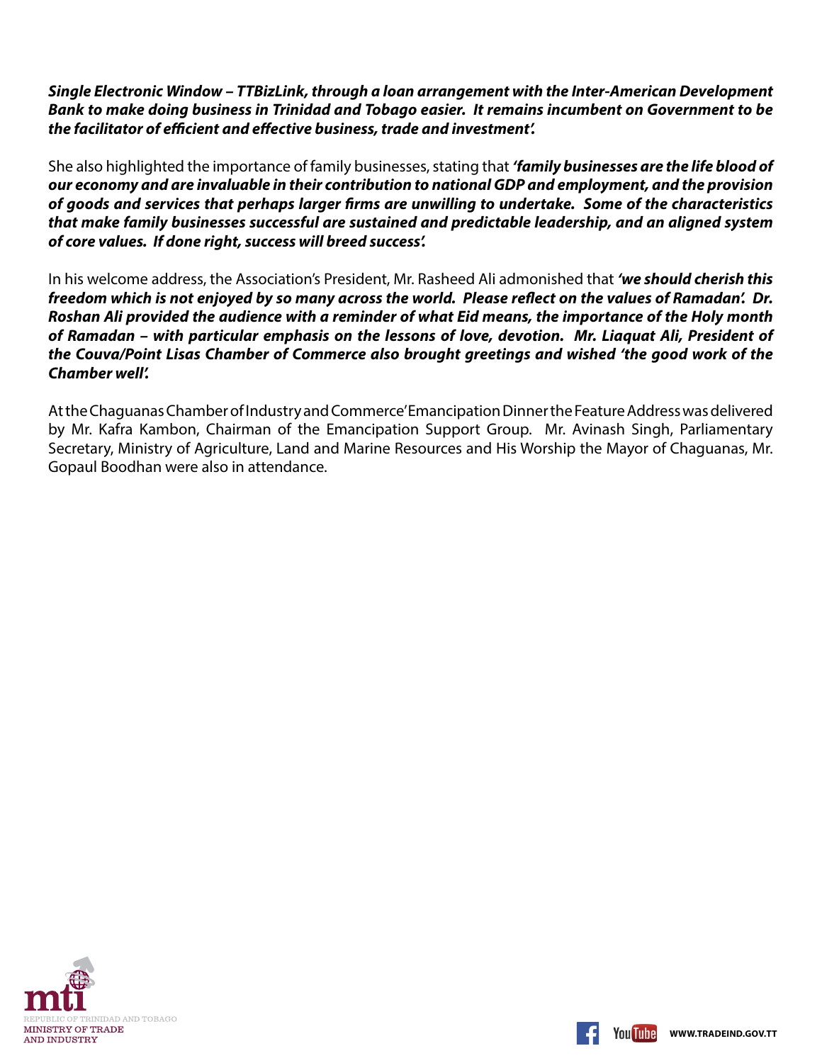***Single Electronic Window – TTBizLink, through a loan arrangement with the Inter-American Development Bank to make doing business in Trinidad and Tobago easier. It remains incumbent on Government to be the facilitator of efficient and effective business, trade and investment'.***

She also highlighted the importance of family businesses, stating that ***'family businesses are the life blood of our economy and are invaluable in their contribution to national GDP and employment, and the provision of goods and services that perhaps larger firms are unwilling to undertake. Some of the characteristics that make family businesses successful are sustained and predictable leadership, and an aligned system of core values. If done right, success will breed success'.***

In his welcome address, the Association's President, Mr. Rasheed Ali admonished that ***'we should cherish this freedom which is not enjoyed by so many across the world. Please reflect on the values of Ramadan'. Dr. Roshan Ali provided the audience with a reminder of what Eid means, the importance of the Holy month of Ramadan – with particular emphasis on the lessons of love, devotion. Mr. Liaquat Ali, President of the Couva/Point Lisas Chamber of Commerce also brought greetings and wished 'the good work of the Chamber well'.***

At the Chaguanas Chamber of Industry and Commerce' Emancipation Dinner the Feature Address was delivered by Mr. Kafra Kambon, Chairman of the Emancipation Support Group. Mr. Avinash Singh, Parliamentary Secretary, Ministry of Agriculture, Land and Marine Resources and His Worship the Mayor of Chaguanas, Mr. Gopaul Boodhan were also in attendance.